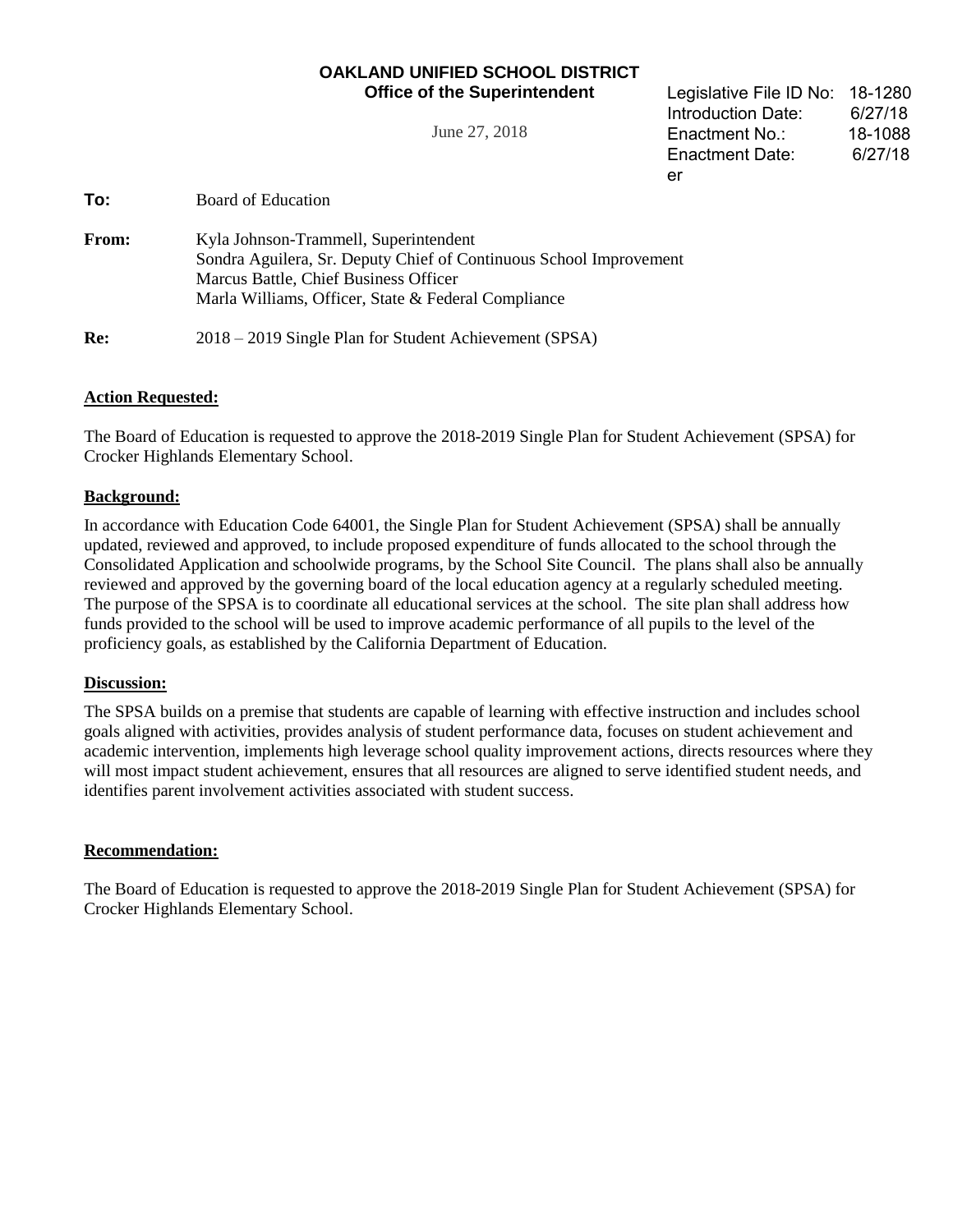**OAKLAND UNIFIED SCHOOL DISTRICT**
**Office of the Superintendent**

June 27, 2018

| | |
|---|---|
| Legislative File ID No: | 18-1280 |
| Introduction Date: | 6/27/18 |
| Enactment No.: | 18-1088 |
| Enactment Date: | 6/27/18 |

er

**To:** Board of Education

**From:** Kyla Johnson-Trammell, Superintendent
Sondra Aguilera, Sr. Deputy Chief of Continuous School Improvement
Marcus Battle, Chief Business Officer
Marla Williams, Officer, State & Federal Compliance

**Re:** 2018 – 2019 Single Plan for Student Achievement (SPSA)

**Action Requested:**

The Board of Education is requested to approve the 2018-2019 Single Plan for Student Achievement (SPSA) for Crocker Highlands Elementary School.

**Background:**

In accordance with Education Code 64001, the Single Plan for Student Achievement (SPSA) shall be annually updated, reviewed and approved, to include proposed expenditure of funds allocated to the school through the Consolidated Application and schoolwide programs, by the School Site Council. The plans shall also be annually reviewed and approved by the governing board of the local education agency at a regularly scheduled meeting. The purpose of the SPSA is to coordinate all educational services at the school. The site plan shall address how funds provided to the school will be used to improve academic performance of all pupils to the level of the proficiency goals, as established by the California Department of Education.

**Discussion:**

The SPSA builds on a premise that students are capable of learning with effective instruction and includes school goals aligned with activities, provides analysis of student performance data, focuses on student achievement and academic intervention, implements high leverage school quality improvement actions, directs resources where they will most impact student achievement, ensures that all resources are aligned to serve identified student needs, and identifies parent involvement activities associated with student success.

**Recommendation:**

The Board of Education is requested to approve the 2018-2019 Single Plan for Student Achievement (SPSA) for Crocker Highlands Elementary School.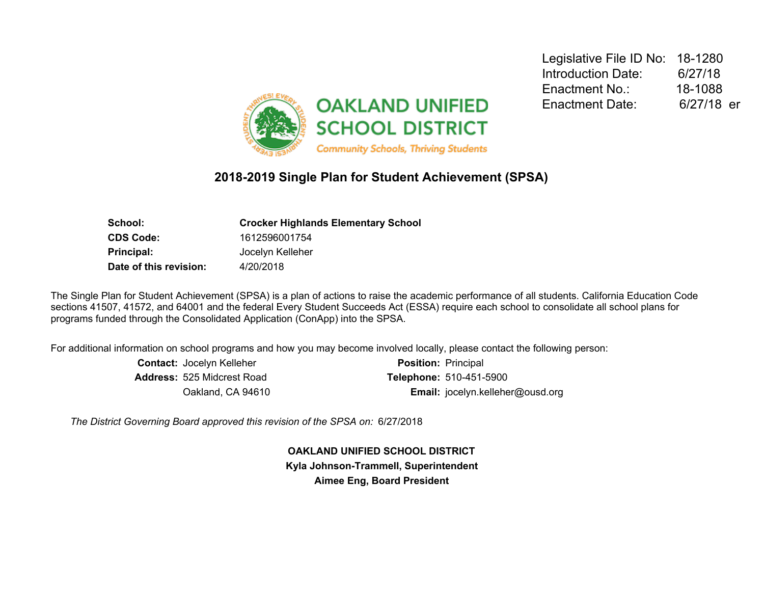| | |
|---|---|
| Legislative File ID No: | 18-1280 |
| Introduction Date: | 6/27/18 |
| Enactment No.: | 18-1088 |
| Enactment Date: | 6/27/18 er |

**OAKLAND UNIFIED SCHOOL DISTRICT**

*Community Schools, Thriving Students*

## 2018-2019 Single Plan for Student Achievement (SPSA)

| | |
|---|---|
| **School:** | **Crocker Highlands Elementary School** |
| **CDS Code:** | 1612596001754 |
| **Principal:** | Jocelyn Kelleher |
| **Date of this revision:** | 4/20/2018 |

The Single Plan for Student Achievement (SPSA) is a plan of actions to raise the academic performance of all students. California Education Code sections 41507, 41572, and 64001 and the federal Every Student Succeeds Act (ESSA) require each school to consolidate all school plans for programs funded through the Consolidated Application (ConApp) into the SPSA.

For additional information on school programs and how you may become involved locally, please contact the following person:

| | | | |
|---|---|---|---|
| **Contact:** | Jocelyn Kelleher | **Position:** | Principal |
| **Address:** | 525 Midcrest Road | **Telephone:** | 510-451-5900 |
| | Oakland, CA 94610 | **Email:** | jocelyn.kelleher@ousd.org |

*The District Governing Board approved this revision of the SPSA on:* 6/27/2018

**OAKLAND UNIFIED SCHOOL DISTRICT**
**Kyla Johnson-Trammell, Superintendent**
**Aimee Eng, Board President**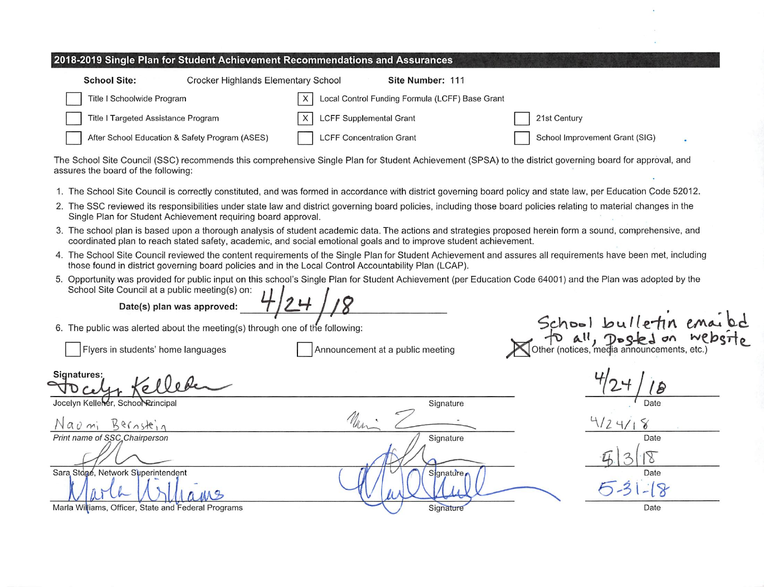## 2018-2019 Single Plan for Student Achievement Recommendations and Assurances

**School Site:** Crocker Highlands Elementary School **Site Number:** 111

- [ ] Title I Schoolwide Program
- [X] Local Control Funding Formula (LCFF) Base Grant
- [ ] Title I Targeted Assistance Program
- [X] LCFF Supplemental Grant
- [ ] 21st Century
- [ ] After School Education & Safety Program (ASES)
- [ ] LCFF Concentration Grant
- [ ] School Improvement Grant (SIG)

The School Site Council (SSC) recommends this comprehensive Single Plan for Student Achievement (SPSA) to the district governing board for approval, and assures the board of the following:

1. The School Site Council is correctly constituted, and was formed in accordance with district governing board policy and state law, per Education Code 52012.
2. The SSC reviewed its responsibilities under state law and district governing board policies, including those board policies relating to material changes in the Single Plan for Student Achievement requiring board approval.
3. The school plan is based upon a thorough analysis of student academic data. The actions and strategies proposed herein form a sound, comprehensive, and coordinated plan to reach stated safety, academic, and social emotional goals and to improve student achievement.
4. The School Site Council reviewed the content requirements of the Single Plan for Student Achievement and assures all requirements have been met, including those found in district governing board policies and in the Local Control Accountability Plan (LCAP).
5. Opportunity was provided for public input on this school's Single Plan for Student Achievement (per Education Code 64001) and the Plan was adopted by the School Site Council at a public meeting(s) on:

   **Date(s) plan was approved:** 4/24/18

6. The public was alerted about the meeting(s) through one of the following:

- [ ] Flyers in students' home languages
- [ ] Announcement at a public meeting
- [X] Other (notices, media announcements, etc.) School bulletin emailed to all, Posted on website

**Signatures:**

| Name | Signature | Date |
|---|---|---|
| Jocelyn Kelleher, School Principal | Signature | 4/24/18 |
| Naomi Bernstein (Print name of SSC Chairperson) | Signature | 4/24/18 |
| Sara Stone, Network Superintendent | Signature | 5/3/18 |
| Marla Williams, Officer, State and Federal Programs | Signature | 5-31-18 |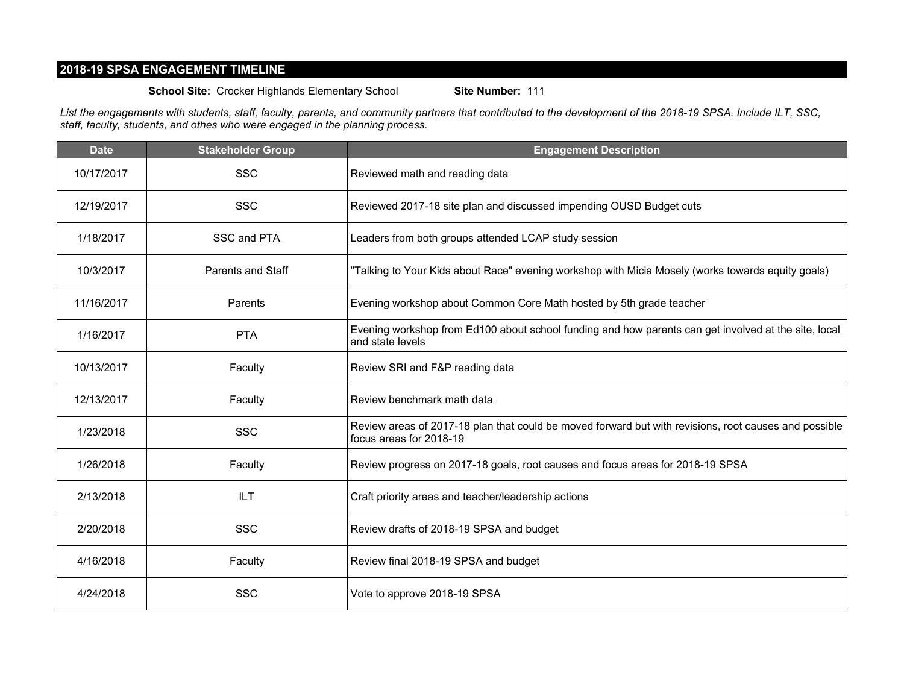## 2018-19 SPSA ENGAGEMENT TIMELINE

**School Site:** Crocker Highlands Elementary School **Site Number:** 111

*List the engagements with students, staff, faculty, parents, and community partners that contributed to the development of the 2018-19 SPSA. Include ILT, SSC, staff, faculty, students, and othes who were engaged in the planning process.*

| Date | Stakeholder Group | Engagement Description |
|---|---|---|
| 10/17/2017 | SSC | Reviewed math and reading data |
| 12/19/2017 | SSC | Reviewed 2017-18 site plan and discussed impending OUSD Budget cuts |
| 1/18/2017 | SSC and PTA | Leaders from both groups attended LCAP study session |
| 10/3/2017 | Parents and Staff | "Talking to Your Kids about Race" evening workshop with Micia Mosely (works towards equity goals) |
| 11/16/2017 | Parents | Evening workshop about Common Core Math hosted by 5th grade teacher |
| 1/16/2017 | PTA | Evening workshop from Ed100 about school funding and how parents can get involved at the site, local and state levels |
| 10/13/2017 | Faculty | Review SRI and F&P reading data |
| 12/13/2017 | Faculty | Review benchmark math data |
| 1/23/2018 | SSC | Review areas of 2017-18 plan that could be moved forward but with revisions, root causes and possible focus areas for 2018-19 |
| 1/26/2018 | Faculty | Review progress on 2017-18 goals, root causes and focus areas for 2018-19 SPSA |
| 2/13/2018 | ILT | Craft priority areas and teacher/leadership actions |
| 2/20/2018 | SSC | Review drafts of 2018-19 SPSA and budget |
| 4/16/2018 | Faculty | Review final 2018-19 SPSA and budget |
| 4/24/2018 | SSC | Vote to approve 2018-19 SPSA |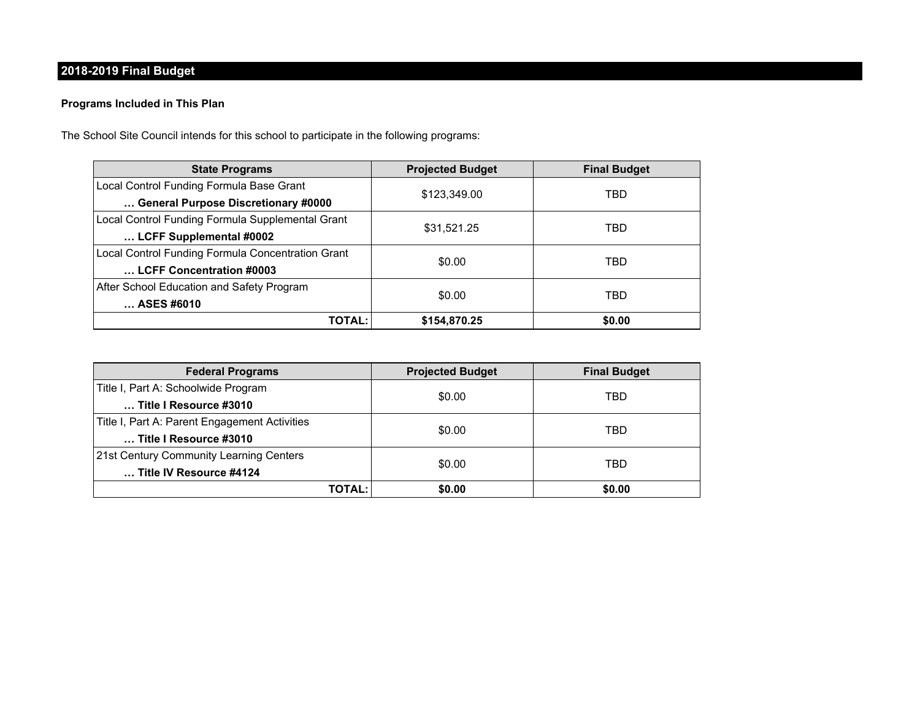## 2018-2019 Final Budget

**Programs Included in This Plan**

The School Site Council intends for this school to participate in the following programs:

| State Programs | Projected Budget | Final Budget |
|---|---|---|
| Local Control Funding Formula Base Grant<br>**… General Purpose Discretionary #0000** | $123,349.00 | TBD |
| Local Control Funding Formula Supplemental Grant<br>**… LCFF Supplemental #0002** | $31,521.25 | TBD |
| Local Control Funding Formula Concentration Grant<br>**… LCFF Concentration #0003** | $0.00 | TBD |
| After School Education and Safety Program<br>**… ASES #6010** | $0.00 | TBD |
| **TOTAL:** | **$154,870.25** | **$0.00** |

| Federal Programs | Projected Budget | Final Budget |
|---|---|---|
| Title I, Part A: Schoolwide Program<br>**… Title I Resource #3010** | $0.00 | TBD |
| Title I, Part A: Parent Engagement Activities<br>**… Title I Resource #3010** | $0.00 | TBD |
| 21st Century Community Learning Centers<br>**… Title IV Resource #4124** | $0.00 | TBD |
| **TOTAL:** | **$0.00** | **$0.00** |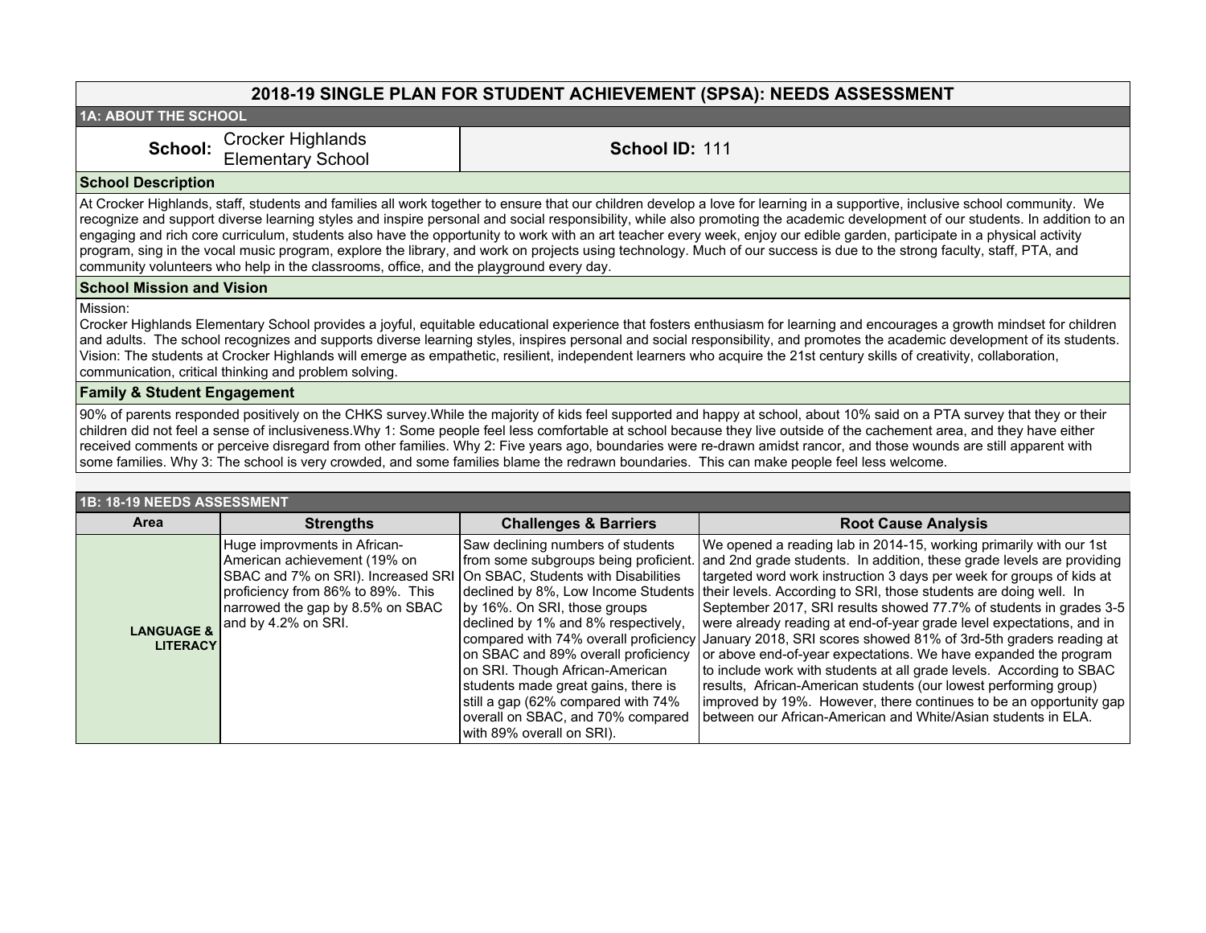# 2018-19 SINGLE PLAN FOR STUDENT ACHIEVEMENT (SPSA): NEEDS ASSESSMENT

## 1A: ABOUT THE SCHOOL

| **School:** Crocker Highlands Elementary School | **School ID:** 111 |
|---|---|

### School Description

At Crocker Highlands, staff, students and families all work together to ensure that our children develop a love for learning in a supportive, inclusive school community. We recognize and support diverse learning styles and inspire personal and social responsibility, while also promoting the academic development of our students. In addition to an engaging and rich core curriculum, students also have the opportunity to work with an art teacher every week, enjoy our edible garden, participate in a physical activity program, sing in the vocal music program, explore the library, and work on projects using technology. Much of our success is due to the strong faculty, staff, PTA, and community volunteers who help in the classrooms, office, and the playground every day.

### School Mission and Vision

Mission:
Crocker Highlands Elementary School provides a joyful, equitable educational experience that fosters enthusiasm for learning and encourages a growth mindset for children and adults. The school recognizes and supports diverse learning styles, inspires personal and social responsibility, and promotes the academic development of its students.
Vision: The students at Crocker Highlands will emerge as empathetic, resilient, independent learners who acquire the 21st century skills of creativity, collaboration, communication, critical thinking and problem solving.

### Family & Student Engagement

90% of parents responded positively on the CHKS survey.While the majority of kids feel supported and happy at school, about 10% said on a PTA survey that they or their children did not feel a sense of inclusiveness.Why 1: Some people feel less comfortable at school because they live outside of the cachement area, and they have either received comments or perceive disregard from other families. Why 2: Five years ago, boundaries were re-drawn amidst rancor, and those wounds are still apparent with some families. Why 3: The school is very crowded, and some families blame the redrawn boundaries. This can make people feel less welcome.

## 1B: 18-19 NEEDS ASSESSMENT

| Area | Strengths | Challenges & Barriers | Root Cause Analysis |
|---|---|---|---|
| **LANGUAGE & LITERACY** | Huge improvments in African-American achievement (19% on SBAC and 7% on SRI). Increased SRI proficiency from 86% to 89%. This narrowed the gap by 8.5% on SBAC and by 4.2% on SRI. | Saw declining numbers of students from some subgroups being proficient. On SBAC, Students with Disabilities declined by 8%, Low Income Students by 16%. On SRI, those groups declined by 1% and 8% respectively, compared with 74% overall proficiency on SBAC and 89% overall proficiency on SRI. Though African-American students made great gains, there is still a gap (62% compared with 74% overall on SBAC, and 70% compared with 89% overall on SRI). | We opened a reading lab in 2014-15, working primarily with our 1st and 2nd grade students. In addition, these grade levels are providing targeted word work instruction 3 days per week for groups of kids at their levels. According to SRI, those students are doing well. In September 2017, SRI results showed 77.7% of students in grades 3-5 were already reading at end-of-year grade level expectations, and in January 2018, SRI scores showed 81% of 3rd-5th graders reading at or above end-of-year expectations. We have expanded the program to include work with students at all grade levels. According to SBAC results, African-American students (our lowest performing group) improved by 19%. However, there continues to be an opportunity gap between our African-American and White/Asian students in ELA. |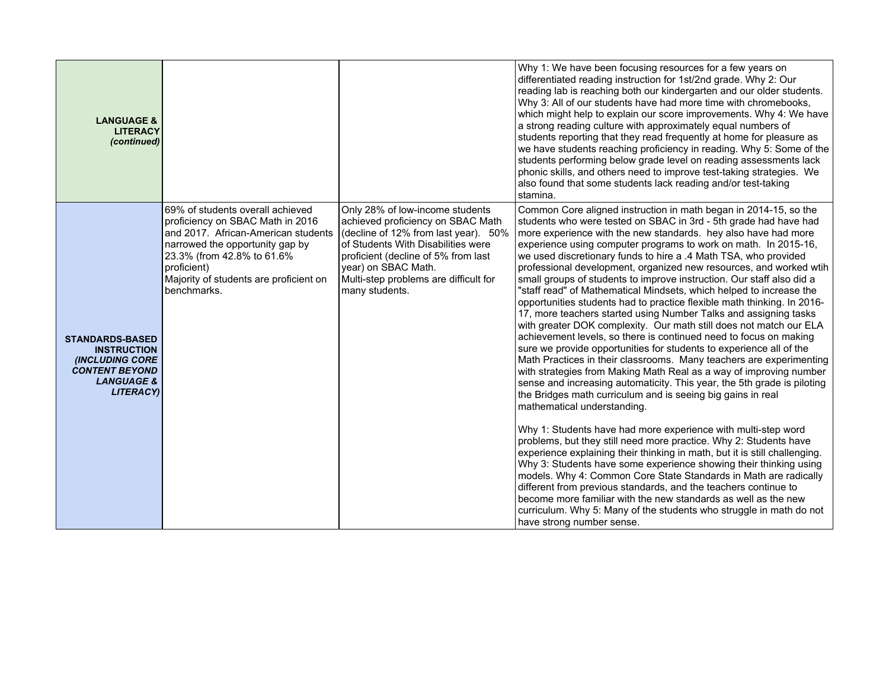| | | | |
|---|---|---|---|
| **LANGUAGE & LITERACY *(continued)*** | | | Why 1: We have been focusing resources for a few years on differentiated reading instruction for 1st/2nd grade. Why 2: Our reading lab is reaching both our kindergarten and our older students. Why 3: All of our students have had more time with chromebooks, which might help to explain our score improvements. Why 4: We have a strong reading culture with approximately equal numbers of students reporting that they read frequently at home for pleasure as we have students reaching proficiency in reading. Why 5: Some of the students performing below grade level on reading assessments lack phonic skills, and others need to improve test-taking strategies. We also found that some students lack reading and/or test-taking stamina. |
| **STANDARDS-BASED INSTRUCTION *(INCLUDING CORE CONTENT BEYOND LANGUAGE & LITERACY)*** | 69% of students overall achieved proficiency on SBAC Math in 2016 and 2017. African-American students narrowed the opportunity gap by 23.3% (from 42.8% to 61.6% proficient)<br>Majority of students are proficient on benchmarks. | Only 28% of low-income students achieved proficiency on SBAC Math (decline of 12% from last year). 50% of Students With Disabilities were proficient (decline of 5% from last year) on SBAC Math.<br>Multi-step problems are difficult for many students. | Common Core aligned instruction in math began in 2014-15, so the students who were tested on SBAC in 3rd - 5th grade had have had more experience with the new standards. hey also have had more experience using computer programs to work on math. In 2015-16, we used discretionary funds to hire a .4 Math TSA, who provided professional development, organized new resources, and worked wtih small groups of students to improve instruction. Our staff also did a "staff read" of Mathematical Mindsets, which helped to increase the opportunities students had to practice flexible math thinking. In 2016-17, more teachers started using Number Talks and assigning tasks with greater DOK complexity. Our math still does not match our ELA achievement levels, so there is continued need to focus on making sure we provide opportunities for students to experience all of the Math Practices in their classrooms. Many teachers are experimenting with strategies from Making Math Real as a way of improving number sense and increasing automaticity. This year, the 5th grade is piloting the Bridges math curriculum and is seeing big gains in real mathematical understanding.<br><br>Why 1: Students have had more experience with multi-step word problems, but they still need more practice. Why 2: Students have experience explaining their thinking in math, but it is still challenging. Why 3: Students have some experience showing their thinking using models. Why 4: Common Core State Standards in Math are radically different from previous standards, and the teachers continue to become more familiar with the new standards as well as the new curriculum. Why 5: Many of the students who struggle in math do not have strong number sense. |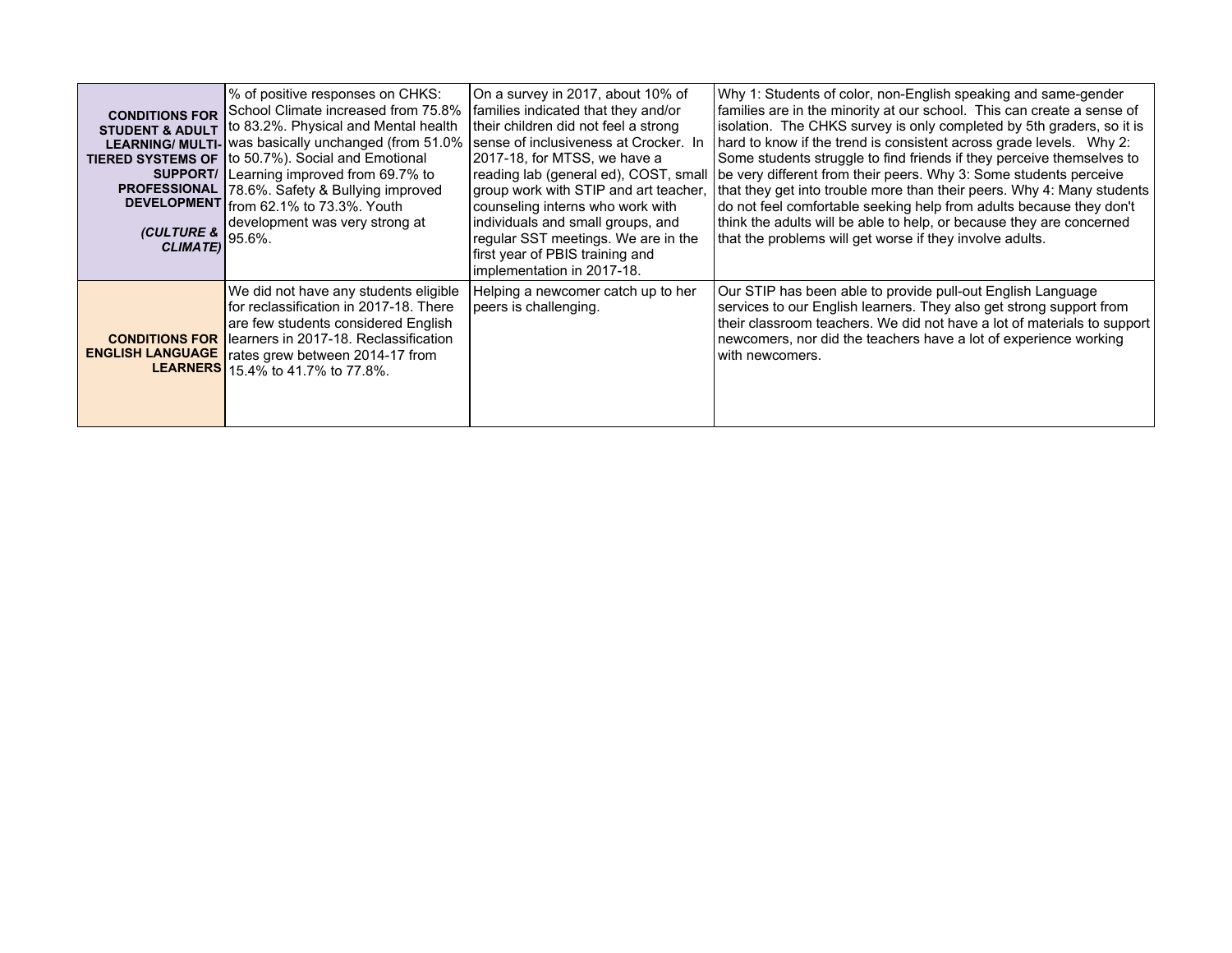| | | | |
|---|---|---|---|
| **CONDITIONS FOR STUDENT & ADULT LEARNING/ MULTI-TIERED SYSTEMS OF SUPPORT/ PROFESSIONAL DEVELOPMENT** ***(CULTURE & CLIMATE)*** | % of positive responses on CHKS: School Climate increased from 75.8% to 83.2%. Physical and Mental health was basically unchanged (from 51.0% to 50.7%). Social and Emotional Learning improved from 69.7% to 78.6%. Safety & Bullying improved from 62.1% to 73.3%. Youth development was very strong at 95.6%. | On a survey in 2017, about 10% of families indicated that they and/or their children did not feel a strong sense of inclusiveness at Crocker. In 2017-18, for MTSS, we have a reading lab (general ed), COST, small group work with STIP and art teacher, counseling interns who work with individuals and small groups, and regular SST meetings. We are in the first year of PBIS training and implementation in 2017-18. | Why 1: Students of color, non-English speaking and same-gender families are in the minority at our school. This can create a sense of isolation. The CHKS survey is only completed by 5th graders, so it is hard to know if the trend is consistent across grade levels. Why 2: Some students struggle to find friends if they perceive themselves to be very different from their peers. Why 3: Some students perceive that they get into trouble more than their peers. Why 4: Many students do not feel comfortable seeking help from adults because they don't think the adults will be able to help, or because they are concerned that the problems will get worse if they involve adults. |
| **CONDITIONS FOR ENGLISH LANGUAGE LEARNERS** | We did not have any students eligible for reclassification in 2017-18. There are few students considered English learners in 2017-18. Reclassification rates grew between 2014-17 from 15.4% to 41.7% to 77.8%. | Helping a newcomer catch up to her peers is challenging. | Our STIP has been able to provide pull-out English Language services to our English learners. They also get strong support from their classroom teachers. We did not have a lot of materials to support newcomers, nor did the teachers have a lot of experience working with newcomers. |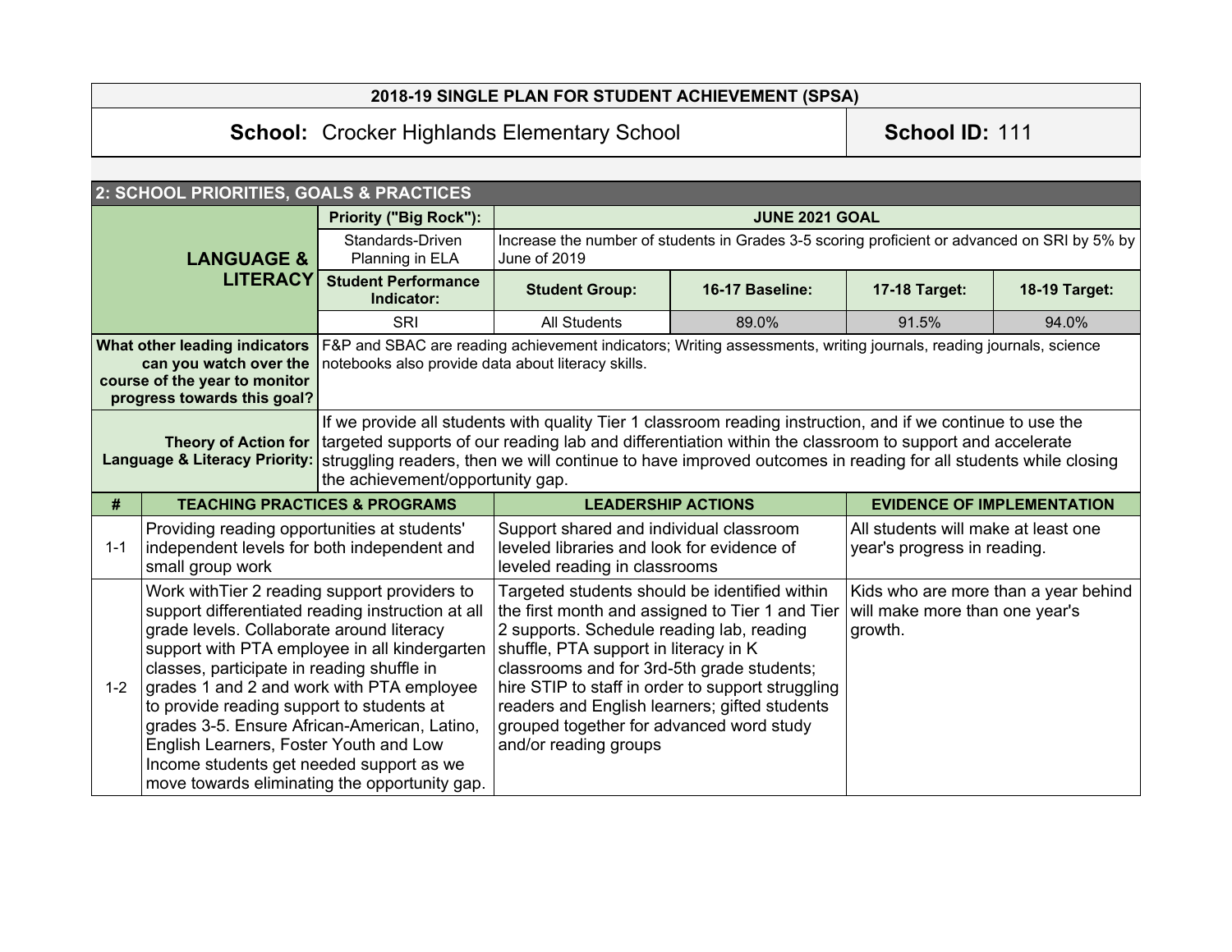| 2018-19 SINGLE PLAN FOR STUDENT ACHIEVEMENT (SPSA) | |
|---|---|
| **School:** Crocker Highlands Elementary School | **School ID:** 111 |

## 2: SCHOOL PRIORITIES, GOALS & PRACTICES

| **LANGUAGE & LITERACY** | **Priority ("Big Rock"):** | **JUNE 2021 GOAL** | | | |
|---|---|---|---|---|---|
| | Standards-Driven Planning in ELA | Increase the number of students in Grades 3-5 scoring proficient or advanced on SRI by 5% by June of 2019 | | | |
| | **Student Performance Indicator:** | **Student Group:** | **16-17 Baseline:** | **17-18 Target:** | **18-19 Target:** |
| | SRI | All Students | 89.0% | 91.5% | 94.0% |

| | |
|---|---|
| **What other leading indicators can you watch over the course of the year to monitor progress towards this goal?** | F&P and SBAC are reading achievement indicators; Writing assessments, writing journals, reading journals, science notebooks also provide data about literacy skills. |
| **Theory of Action for Language & Literacy Priority:** | If we provide all students with quality Tier 1 classroom reading instruction, and if we continue to use the targeted supports of our reading lab and differentiation within the classroom to support and accelerate struggling readers, then we will continue to have improved outcomes in reading for all students while closing the achievement/opportunity gap. |

| # | TEACHING PRACTICES & PROGRAMS | LEADERSHIP ACTIONS | EVIDENCE OF IMPLEMENTATION |
|---|---|---|---|
| 1-1 | Providing reading opportunities at students' independent levels for both independent and small group work | Support shared and individual classroom leveled libraries and look for evidence of leveled reading in classrooms | All students will make at least one year's progress in reading. |
| 1-2 | Work withTier 2 reading support providers to support differentiated reading instruction at all grade levels. Collaborate around literacy support with PTA employee in all kindergarten classes, participate in reading shuffle in grades 1 and 2 and work with PTA employee to provide reading support to students at grades 3-5. Ensure African-American, Latino, English Learners, Foster Youth and Low Income students get needed support as we move towards eliminating the opportunity gap. | Targeted students should be identified within the first month and assigned to Tier 1 and Tier 2 supports. Schedule reading lab, reading shuffle, PTA support in literacy in K classrooms and for 3rd-5th grade students; hire STIP to staff in order to support struggling readers and English learners; gifted students grouped together for advanced word study and/or reading groups | Kids who are more than a year behind will make more than one year's growth. |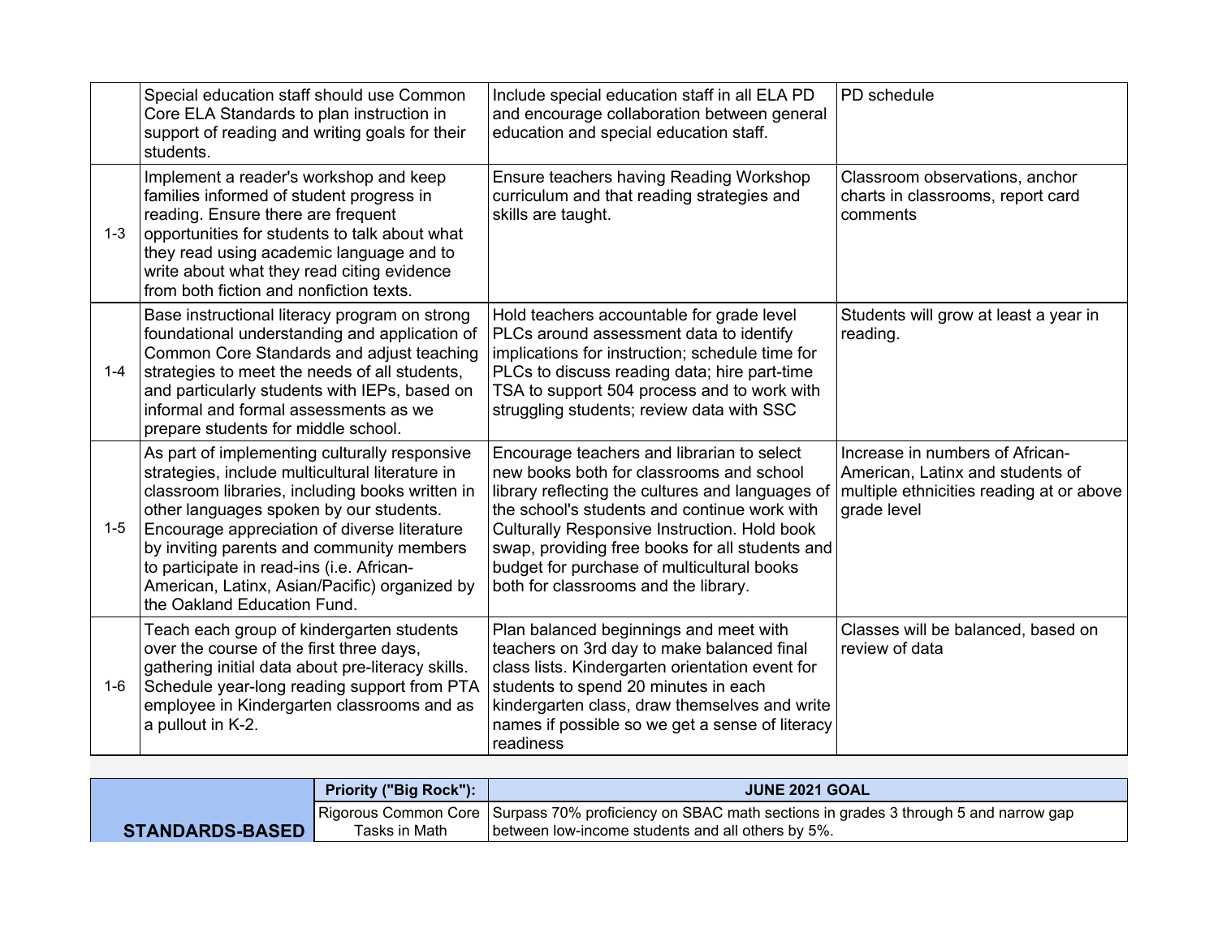| | | | |
|---|---|---|---|
| | Special education staff should use Common Core ELA Standards to plan instruction in support of reading and writing goals for their students. | Include special education staff in all ELA PD and encourage collaboration between general education and special education staff. | PD schedule |
| 1-3 | Implement a reader's workshop and keep families informed of student progress in reading. Ensure there are frequent opportunities for students to talk about what they read using academic language and to write about what they read citing evidence from both fiction and nonfiction texts. | Ensure teachers having Reading Workshop curriculum and that reading strategies and skills are taught. | Classroom observations, anchor charts in classrooms, report card comments |
| 1-4 | Base instructional literacy program on strong foundational understanding and application of Common Core Standards and adjust teaching strategies to meet the needs of all students, and particularly students with IEPs, based on informal and formal assessments as we prepare students for middle school. | Hold teachers accountable for grade level PLCs around assessment data to identify implications for instruction; schedule time for PLCs to discuss reading data; hire part-time TSA to support 504 process and to work with struggling students; review data with SSC | Students will grow at least a year in reading. |
| 1-5 | As part of implementing culturally responsive strategies, include multicultural literature in classroom libraries, including books written in other languages spoken by our students. Encourage appreciation of diverse literature by inviting parents and community members to participate in read-ins (i.e. African-American, Latinx, Asian/Pacific) organized by the Oakland Education Fund. | Encourage teachers and librarian to select new books both for classrooms and school library reflecting the cultures and languages of the school's students and continue work with Culturally Responsive Instruction. Hold book swap, providing free books for all students and budget for purchase of multicultural books both for classrooms and the library. | Increase in numbers of African-American, Latinx and students of multiple ethnicities reading at or above grade level |
| 1-6 | Teach each group of kindergarten students over the course of the first three days, gathering initial data about pre-literacy skills. Schedule year-long reading support from PTA employee in Kindergarten classrooms and as a pullout in K-2. | Plan balanced beginnings and meet with teachers on 3rd day to make balanced final class lists. Kindergarten orientation event for students to spend 20 minutes in each kindergarten class, draw themselves and write names if possible so we get a sense of literacy readiness | Classes will be balanced, based on review of data |

| | Priority ("Big Rock"): | JUNE 2021 GOAL |
|---|---|---|
| **STANDARDS-BASED** | Rigorous Common Core Tasks in Math | Surpass 70% proficiency on SBAC math sections in grades 3 through 5 and narrow gap between low-income students and all others by 5%. |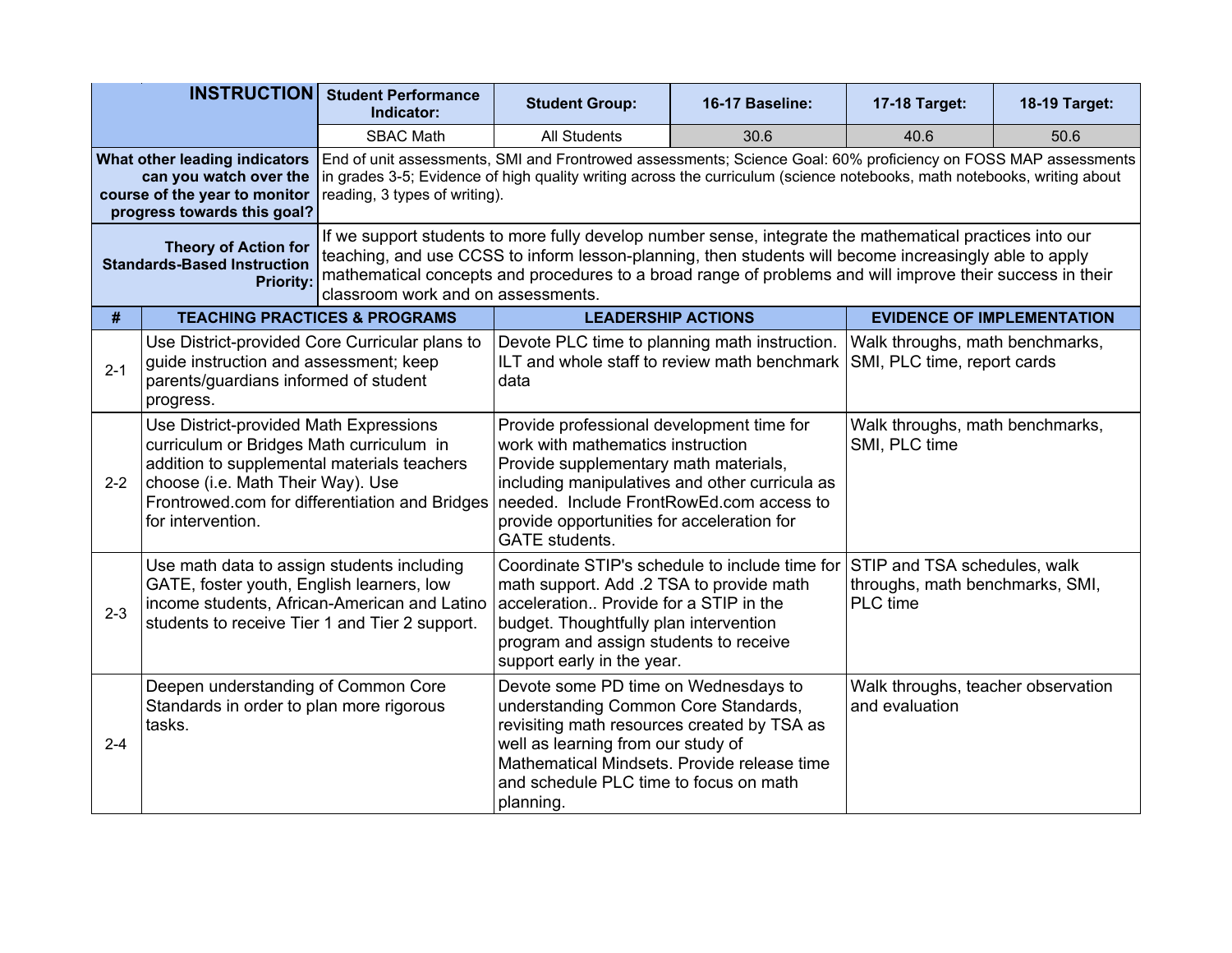| INSTRUCTION | Student Performance Indicator: | Student Group: | 16-17 Baseline: | 17-18 Target: | 18-19 Target: |
|---|---|---|---|---|---|
| | SBAC Math | All Students | 30.6 | 40.6 | 50.6 |

| | |
|---|---|
| **What other leading indicators can you watch over the course of the year to monitor progress towards this goal?** | End of unit assessments, SMI and Frontrowed assessments; Science Goal: 60% proficiency on FOSS MAP assessments in grades 3-5; Evidence of high quality writing across the curriculum (science notebooks, math notebooks, writing about reading, 3 types of writing). |
| **Theory of Action for Standards-Based Instruction Priority:** | If we support students to more fully develop number sense, integrate the mathematical practices into our teaching, and use CCSS to inform lesson-planning, then students will become increasingly able to apply mathematical concepts and procedures to a broad range of problems and will improve their success in their classroom work and on assessments. |

| # | TEACHING PRACTICES & PROGRAMS | LEADERSHIP ACTIONS | EVIDENCE OF IMPLEMENTATION |
|---|---|---|---|
| 2-1 | Use District-provided Core Curricular plans to guide instruction and assessment; keep parents/guardians informed of student progress. | Devote PLC time to planning math instruction. ILT and whole staff to review math benchmark data | Walk throughs, math benchmarks, SMI, PLC time, report cards |
| 2-2 | Use District-provided Math Expressions curriculum or Bridges Math curriculum in addition to supplemental materials teachers choose (i.e. Math Their Way). Use Frontrowed.com for differentiation and Bridges for intervention. | Provide professional development time for work with mathematics instruction Provide supplementary math materials, including manipulatives and other curricula as needed. Include FrontRowEd.com access to provide opportunities for acceleration for GATE students. | Walk throughs, math benchmarks, SMI, PLC time |
| 2-3 | Use math data to assign students including GATE, foster youth, English learners, low income students, African-American and Latino students to receive Tier 1 and Tier 2 support. | Coordinate STIP's schedule to include time for math support. Add .2 TSA to provide math acceleration.. Provide for a STIP in the budget. Thoughtfully plan intervention program and assign students to receive support early in the year. | STIP and TSA schedules, walk throughs, math benchmarks, SMI, PLC time |
| 2-4 | Deepen understanding of Common Core Standards in order to plan more rigorous tasks. | Devote some PD time on Wednesdays to understanding Common Core Standards, revisiting math resources created by TSA as well as learning from our study of Mathematical Mindsets. Provide release time and schedule PLC time to focus on math planning. | Walk throughs, teacher observation and evaluation |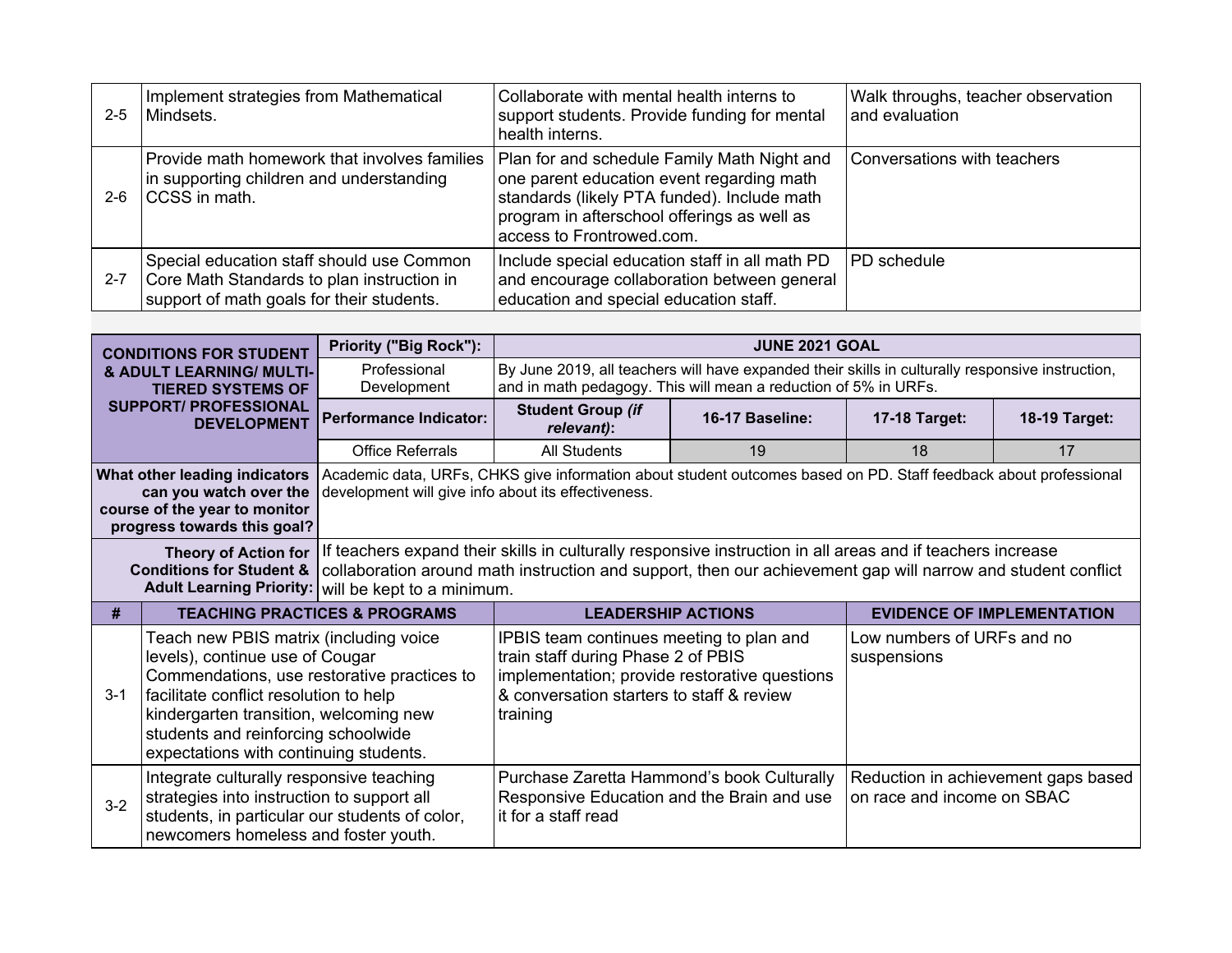| # | Teaching Practices & Programs | Leadership Actions | Evidence of Implementation |
|---|---|---|---|
| 2-5 | Implement strategies from Mathematical Mindsets. | Collaborate with mental health interns to support students. Provide funding for mental health interns. | Walk throughs, teacher observation and evaluation |
| 2-6 | Provide math homework that involves families in supporting children and understanding CCSS in math. | Plan for and schedule Family Math Night and one parent education event regarding math standards (likely PTA funded). Include math program in afterschool offerings as well as access to Frontrowed.com. | Conversations with teachers |
| 2-7 | Special education staff should use Common Core Math Standards to plan instruction in support of math goals for their students. | Include special education staff in all math PD and encourage collaboration between general education and special education staff. | PD schedule |

| **CONDITIONS FOR STUDENT & ADULT LEARNING/ MULTI-TIERED SYSTEMS OF SUPPORT/ PROFESSIONAL DEVELOPMENT** | **Priority ("Big Rock"):** | **JUNE 2021 GOAL** | | | |
|---|---|---|---|---|---|
| | Professional Development | By June 2019, all teachers will have expanded their skills in culturally responsive instruction, and in math pedagogy. This will mean a reduction of 5% in URFs. | | | |
| | **Performance Indicator:** | **Student Group *(if relevant)*:** | **16-17 Baseline:** | **17-18 Target:** | **18-19 Target:** |
| | Office Referrals | All Students | 19 | 18 | 17 |
| **What other leading indicators can you watch over the course of the year to monitor progress towards this goal?** | Academic data, URFs, CHKS give information about student outcomes based on PD. Staff feedback about professional development will give info about its effectiveness. | | | | |
| **Theory of Action for Conditions for Student & Adult Learning Priority:** | If teachers expand their skills in culturally responsive instruction in all areas and if teachers increase collaboration around math instruction and support, then our achievement gap will narrow and student conflict will be kept to a minimum. | | | | |

| # | TEACHING PRACTICES & PROGRAMS | LEADERSHIP ACTIONS | EVIDENCE OF IMPLEMENTATION |
|---|---|---|---|
| 3-1 | Teach new PBIS matrix (including voice levels), continue use of Cougar Commendations, use restorative practices to facilitate conflict resolution to help kindergarten transition, welcoming new students and reinforcing schoolwide expectations with continuing students. | IPBIS team continues meeting to plan and train staff during Phase 2 of PBIS implementation; provide restorative questions & conversation starters to staff & review training | Low numbers of URFs and no suspensions |
| 3-2 | Integrate culturally responsive teaching strategies into instruction to support all students, in particular our students of color, newcomers homeless and foster youth. | Purchase Zaretta Hammond's book Culturally Responsive Education and the Brain and use it for a staff read | Reduction in achievement gaps based on race and income on SBAC |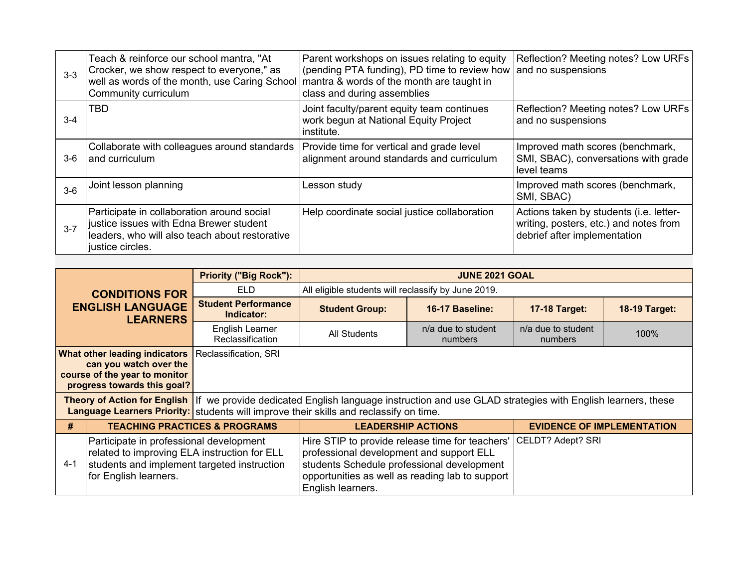| | | | |
|---|---|---|---|
| 3-3 | Teach & reinforce our school mantra, "At Crocker, we show respect to everyone," as well as words of the month, use Caring School Community curriculum | Parent workshops on issues relating to equity (pending PTA funding), PD time to review how mantra & words of the month are taught in class and during assemblies | Reflection? Meeting notes? Low URFs and no suspensions |
| 3-4 | TBD | Joint faculty/parent equity team continues work begun at National Equity Project institute. | Reflection? Meeting notes? Low URFs and no suspensions |
| 3-6 | Collaborate with colleagues around standards and curriculum | Provide time for vertical and grade level alignment around standards and curriculum | Improved math scores (benchmark, SMI, SBAC), conversations with grade level teams |
| 3-6 | Joint lesson planning | Lesson study | Improved math scores (benchmark, SMI, SBAC) |
| 3-7 | Participate in collaboration around social justice issues with Edna Brewer student leaders, who will also teach about restorative justice circles. | Help coordinate social justice collaboration | Actions taken by students (i.e. letter-writing, posters, etc.) and notes from debrief after implementation |

| **CONDITIONS FOR ENGLISH LANGUAGE LEARNERS** | **Priority ("Big Rock"):** | **JUNE 2021 GOAL** | | | |
|---|---|---|---|---|---|
| | ELD | All eligible students will reclassify by June 2019. | | | |
| | **Student Performance Indicator:** | **Student Group:** | **16-17 Baseline:** | **17-18 Target:** | **18-19 Target:** |
| | English Learner Reclassification | All Students | n/a due to student numbers | n/a due to student numbers | 100% |
| **What other leading indicators can you watch over the course of the year to monitor progress towards this goal?** | Reclassification, SRI | | | | |
| **Theory of Action for English Language Learners Priority:** | If we provide dedicated English language instruction and use GLAD strategies with English learners, these students will improve their skills and reclassify on time. | | | | |

| **#** | **TEACHING PRACTICES & PROGRAMS** | **LEADERSHIP ACTIONS** | **EVIDENCE OF IMPLEMENTATION** |
|---|---|---|---|
| 4-1 | Participate in professional development related to improving ELA instruction for ELL students and implement targeted instruction for English learners. | Hire STIP to provide release time for teachers' professional development and support ELL students Schedule professional development opportunities as well as reading lab to support English learners. | CELDT? Adept? SRI |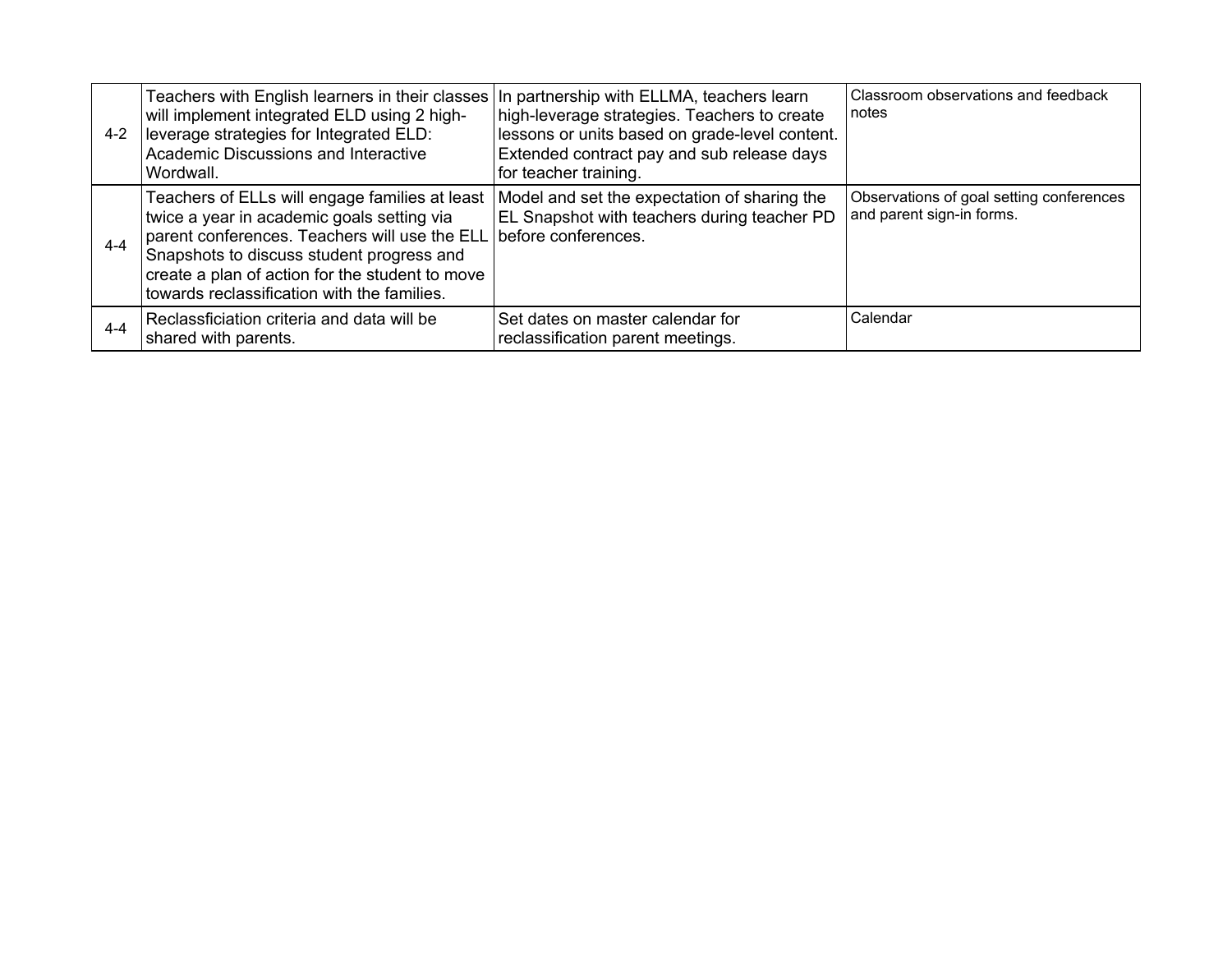| | | | |
|---|---|---|---|
| 4-2 | Teachers with English learners in their classes will implement integrated ELD using 2 high-leverage strategies for Integrated ELD: Academic Discussions and Interactive Wordwall. | In partnership with ELLMA, teachers learn high-leverage strategies. Teachers to create lessons or units based on grade-level content. Extended contract pay and sub release days for teacher training. | Classroom observations and feedback notes |
| 4-4 | Teachers of ELLs will engage families at least twice a year in academic goals setting via parent conferences. Teachers will use the ELL Snapshots to discuss student progress and create a plan of action for the student to move towards reclassification with the families. | Model and set the expectation of sharing the EL Snapshot with teachers during teacher PD before conferences. | Observations of goal setting conferences and parent sign-in forms. |
| 4-4 | Reclassficiation criteria and data will be shared with parents. | Set dates on master calendar for reclassification parent meetings. | Calendar |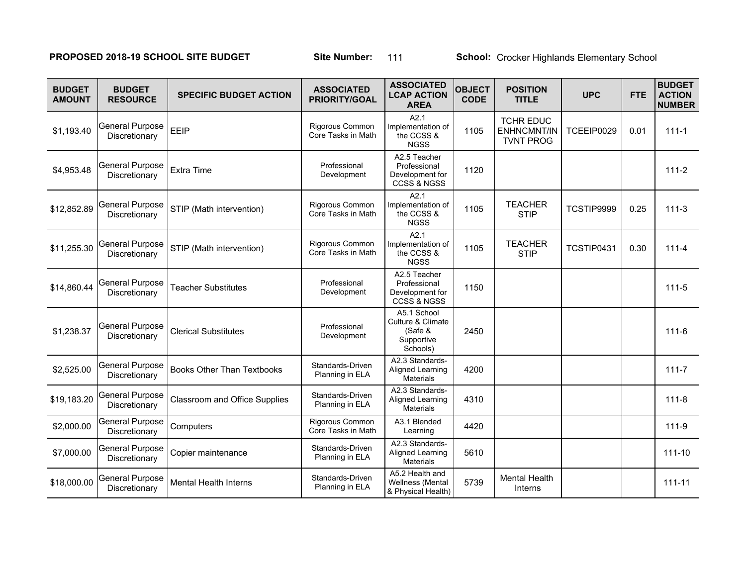**PROPOSED 2018-19 SCHOOL SITE BUDGET** **Site Number:** 111 **School:** Crocker Highlands Elementary School

| BUDGET AMOUNT | BUDGET RESOURCE | SPECIFIC BUDGET ACTION | ASSOCIATED PRIORITY/GOAL | ASSOCIATED LCAP ACTION AREA | OBJECT CODE | POSITION TITLE | UPC | FTE | BUDGET ACTION NUMBER |
|---|---|---|---|---|---|---|---|---|---|
| $1,193.40 | General Purpose Discretionary | EEIP | Rigorous Common Core Tasks in Math | A2.1 Implementation of the CCSS & NGSS | 1105 | TCHR EDUC ENHNCMNT/INTVNT PROG | TCEEIP0029 | 0.01 | 111-1 |
| $4,953.48 | General Purpose Discretionary | Extra Time | Professional Development | A2.5 Teacher Professional Development for CCSS & NGSS | 1120 | | | | 111-2 |
| $12,852.89 | General Purpose Discretionary | STIP (Math intervention) | Rigorous Common Core Tasks in Math | A2.1 Implementation of the CCSS & NGSS | 1105 | TEACHER STIP | TCSTIP9999 | 0.25 | 111-3 |
| $11,255.30 | General Purpose Discretionary | STIP (Math intervention) | Rigorous Common Core Tasks in Math | A2.1 Implementation of the CCSS & NGSS | 1105 | TEACHER STIP | TCSTIP0431 | 0.30 | 111-4 |
| $14,860.44 | General Purpose Discretionary | Teacher Substitutes | Professional Development | A2.5 Teacher Professional Development for CCSS & NGSS | 1150 | | | | 111-5 |
| $1,238.37 | General Purpose Discretionary | Clerical Substitutes | Professional Development | A5.1 School Culture & Climate (Safe & Supportive Schools) | 2450 | | | | 111-6 |
| $2,525.00 | General Purpose Discretionary | Books Other Than Textbooks | Standards-Driven Planning in ELA | A2.3 Standards-Aligned Learning Materials | 4200 | | | | 111-7 |
| $19,183.20 | General Purpose Discretionary | Classroom and Office Supplies | Standards-Driven Planning in ELA | A2.3 Standards-Aligned Learning Materials | 4310 | | | | 111-8 |
| $2,000.00 | General Purpose Discretionary | Computers | Rigorous Common Core Tasks in Math | A3.1 Blended Learning | 4420 | | | | 111-9 |
| $7,000.00 | General Purpose Discretionary | Copier maintenance | Standards-Driven Planning in ELA | A2.3 Standards-Aligned Learning Materials | 5610 | | | | 111-10 |
| $18,000.00 | General Purpose Discretionary | Mental Health Interns | Standards-Driven Planning in ELA | A5.2 Health and Wellness (Mental & Physical Health) | 5739 | Mental Health Interns | | | 111-11 |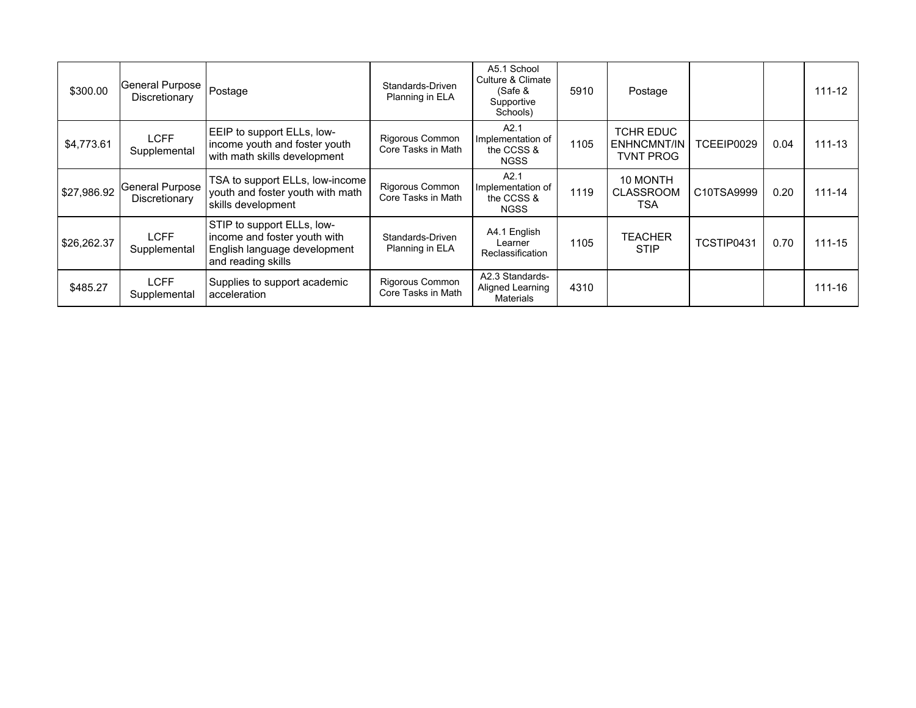| | | | | | | | | | |
|---|---|---|---|---|---|---|---|---|---|
| $300.00 | General Purpose Discretionary | Postage | Standards-Driven Planning in ELA | A5.1 School Culture & Climate (Safe & Supportive Schools) | 5910 | Postage | | | 111-12 |
| $4,773.61 | LCFF Supplemental | EEIP to support ELLs, low-income youth and foster youth with math skills development | Rigorous Common Core Tasks in Math | A2.1 Implementation of the CCSS & NGSS | 1105 | TCHR EDUC ENHNCMNT/INTVNT PROG | TCEEIP0029 | 0.04 | 111-13 |
| $27,986.92 | General Purpose Discretionary | TSA to support ELLs, low-income youth and foster youth with math skills development | Rigorous Common Core Tasks in Math | A2.1 Implementation of the CCSS & NGSS | 1119 | 10 MONTH CLASSROOM TSA | C10TSA9999 | 0.20 | 111-14 |
| $26,262.37 | LCFF Supplemental | STIP to support ELLs, low-income and foster youth with English language development and reading skills | Standards-Driven Planning in ELA | A4.1 English Learner Reclassification | 1105 | TEACHER STIP | TCSTIP0431 | 0.70 | 111-15 |
| $485.27 | LCFF Supplemental | Supplies to support academic acceleration | Rigorous Common Core Tasks in Math | A2.3 Standards-Aligned Learning Materials | 4310 | | | | 111-16 |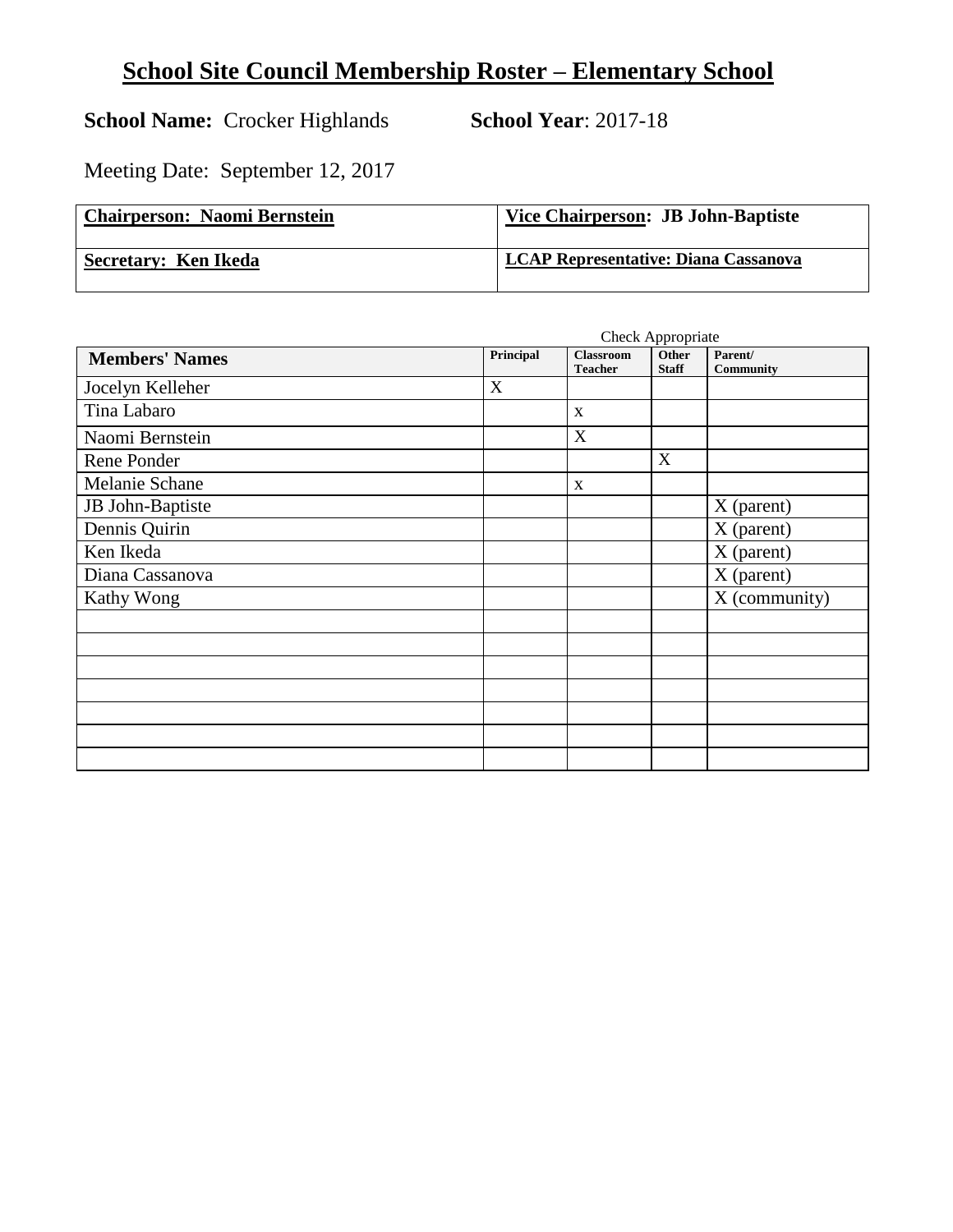# School Site Council Membership Roster – Elementary School

**School Name:** Crocker Highlands **School Year**: 2017-18

Meeting Date: September 12, 2017

| | |
|---|---|
| **Chairperson: Naomi Bernstein** | **Vice Chairperson: JB John-Baptiste** |
| **Secretary: Ken Ikeda** | **LCAP Representative: Diana Cassanova** |

Check Appropriate

| Members' Names | Principal | Classroom Teacher | Other Staff | Parent/ Community |
|---|---|---|---|---|
| Jocelyn Kelleher | X | | | |
| Tina Labaro | | x | | |
| Naomi Bernstein | | X | | |
| Rene Ponder | | | X | |
| Melanie Schane | | x | | |
| JB John-Baptiste | | | | X (parent) |
| Dennis Quirin | | | | X (parent) |
| Ken Ikeda | | | | X (parent) |
| Diana Cassanova | | | | X (parent) |
| Kathy Wong | | | | X (community) |
| | | | | |
| | | | | |
| | | | | |
| | | | | |
| | | | | |
| | | | | |
| | | | | |